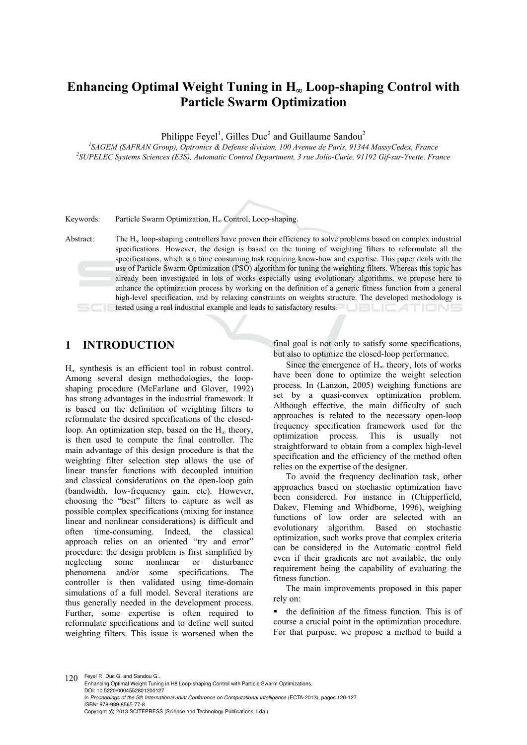# Enhancing Optimal Weight Tuning in $H_\infty$ Loop-shaping Control with Particle Swarm Optimization

Philippe Feyel[1], Gilles Duc[2] and Guillaume Sandou[2]

[1]SAGEM (SAFRAN Group), Optronics & Defense division, 100 Avenue de Paris, 91344 MassyCedex, France
[2]SUPELEC Systems Sciences (E3S), Automatic Control Department, 3 rue Jolio-Curie, 91192 Gif-sur-Yvette, France

Keywords: Particle Swarm Optimization, $H_\infty$ Control, Loop-shaping.

Abstract: The $H_\infty$ loop-shaping controllers have proven their efficiency to solve problems based on complex industrial specifications. However, the design is based on the tuning of weighting filters to reformulate all the specifications, which is a time consuming task requiring know-how and expertise. This paper deals with the use of Particle Swarm Optimization (PSO) algorithm for tuning the weighting filters. Whereas this topic has already been investigated in lots of works especially using evolutionary algorithms, we propose here to enhance the optimization process by working on the definition of a generic fitness function from a general high-level specification, and by relaxing constraints on weights structure. The developed methodology is tested using a real industrial example and leads to satisfactory results.

## 1 INTRODUCTION

$H_\infty$ synthesis is an efficient tool in robust control. Among several design methodologies, the loop-shaping procedure (McFarlane and Glover, 1992) has strong advantages in the industrial framework. It is based on the definition of weighting filters to reformulate the desired specifications of the closed-loop. An optimization step, based on the $H_\infty$ theory, is then used to compute the final controller. The main advantage of this design procedure is that the weighting filter selection step allows the use of linear transfer functions with decoupled intuition and classical considerations on the open-loop gain (bandwidth, low-frequency gain, etc). However, choosing the "best" filters to capture as well as possible complex specifications (mixing for instance linear and nonlinear considerations) is difficult and often time-consuming. Indeed, the classical approach relies on an oriented "try and error" procedure: the design problem is first simplified by neglecting some nonlinear or disturbance phenomena and/or some specifications. The controller is then validated using time-domain simulations of a full model. Several iterations are thus generally needed in the development process. Further, some expertise is often required to reformulate specifications and to define well suited weighting filters. This issue is worsened when the final goal is not only to satisfy some specifications, but also to optimize the closed-loop performance.

Since the emergence of $H_\infty$ theory, lots of works have been done to optimize the weight selection process. In (Lanzon, 2005) weighing functions are set by a quasi-convex optimization problem. Although effective, the main difficulty of such approaches is related to the necessary open-loop frequency specification framework used for the optimization process. This is usually not straightforward to obtain from a complex high-level specification and the efficiency of the method often relies on the expertise of the designer.

To avoid the frequency declination task, other approaches based on stochastic optimization have been considered. For instance in (Chipperfield, Dakev, Fleming and Whidborne, 1996), weighing functions of low order are selected with an evolutionary algorithm. Based on stochastic optimization, such works prove that complex criteria can be considered in the Automatic control field even if their gradients are not available, the only requirement being the capability of evaluating the fitness function.

The main improvements proposed in this paper rely on:

- the definition of the fitness function. This is of course a crucial point in the optimization procedure. For that purpose, we propose a method to build a

Feyel P., Duc G. and Sandou G..
Enhancing Optimal Weight Tuning in H8 Loop-shaping Control with Particle Swarm Optimizations.
DOI: 10.5220/0004552801200127
In *Proceedings of the 5th International Joint Conference on Computational Intelligence* (ECTA-2013), pages 120-127
ISBN: 978-989-8565-77-8
Copyright © 2013 SCITEPRESS (Science and Technology Publications, Lda.)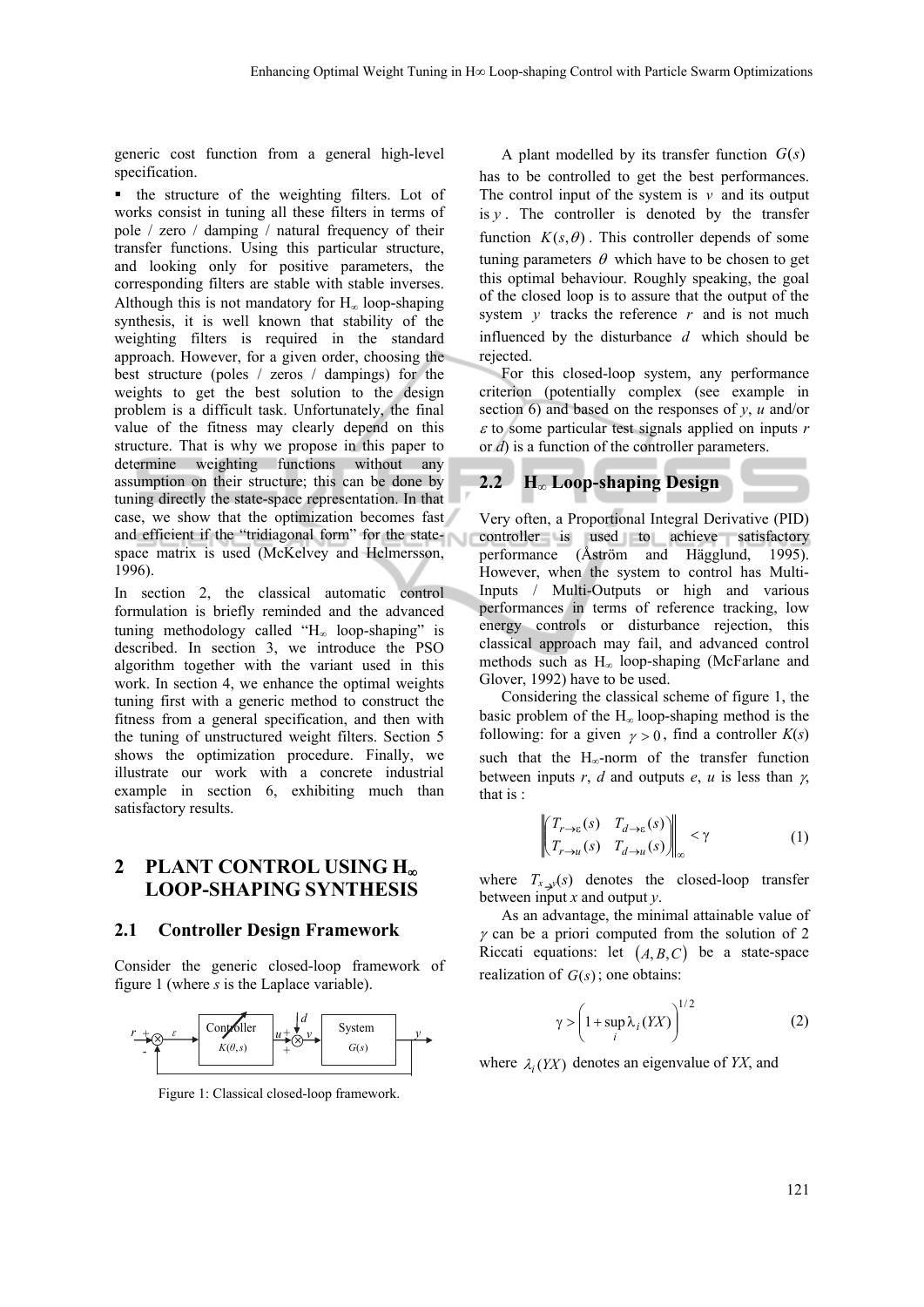generic cost function from a general high-level specification.

- the structure of the weighting filters. Lot of works consist in tuning all these filters in terms of pole / zero / damping / natural frequency of their transfer functions. Using this particular structure, and looking only for positive parameters, the corresponding filters are stable with stable inverses. Although this is not mandatory for $H_\infty$ loop-shaping synthesis, it is well known that stability of the weighting filters is required in the standard approach. However, for a given order, choosing the best structure (poles / zeros / dampings) for the weights to get the best solution to the design problem is a difficult task. Unfortunately, the final value of the fitness may clearly depend on this structure. That is why we propose in this paper to determine weighting functions without any assumption on their structure; this can be done by tuning directly the state-space representation. In that case, we show that the optimization becomes fast and efficient if the "tridiagonal form" for the state-space matrix is used (McKelvey and Helmersson, 1996).

In section 2, the classical automatic control formulation is briefly reminded and the advanced tuning methodology called "$H_\infty$ loop-shaping" is described. In section 3, we introduce the PSO algorithm together with the variant used in this work. In section 4, we enhance the optimal weights tuning first with a generic method to construct the fitness from a general specification, and then with the tuning of unstructured weight filters. Section 5 shows the optimization procedure. Finally, we illustrate our work with a concrete industrial example in section 6, exhibiting much than satisfactory results.

## 2 PLANT CONTROL USING $H_\infty$ LOOP-SHAPING SYNTHESIS

### 2.1 Controller Design Framework

Consider the generic closed-loop framework of figure 1 (where *s* is the Laplace variable).

Figure 1: Classical closed-loop framework.

A plant modelled by its transfer function $G(s)$ has to be controlled to get the best performances. The control input of the system is $v$ and its output is $y$. The controller is denoted by the transfer function $K(s,\theta)$. This controller depends of some tuning parameters $\theta$ which have to be chosen to get this optimal behaviour. Roughly speaking, the goal of the closed loop is to assure that the output of the system $y$ tracks the reference $r$ and is not much influenced by the disturbance $d$ which should be rejected.

For this closed-loop system, any performance criterion (potentially complex (see example in section 6) and based on the responses of *y*, *u* and/or $\varepsilon$ to some particular test signals applied on inputs *r* or *d*) is a function of the controller parameters.

### 2.2 $H_\infty$ Loop-shaping Design

Very often, a Proportional Integral Derivative (PID) controller is used to achieve satisfactory performance (Åström and Hägglund, 1995). However, when the system to control has Multi-Inputs / Multi-Outputs or high and various performances in terms of reference tracking, low energy controls or disturbance rejection, this classical approach may fail, and advanced control methods such as $H_\infty$ loop-shaping (McFarlane and Glover, 1992) have to be used.

Considering the classical scheme of figure 1, the basic problem of the $H_\infty$ loop-shaping method is the following: for a given $\gamma > 0$, find a controller *K*(*s*) such that the $H_\infty$-norm of the transfer function between inputs *r*, *d* and outputs *e*, *u* is less than $\gamma$, that is :

$$\left\| \begin{pmatrix} T_{r\to\varepsilon}(s) & T_{d\to\varepsilon}(s) \\ T_{r\to u}(s) & T_{d\to u}(s) \end{pmatrix} \right\|_\infty < \gamma \tag{1}$$

where $T_{x\to y}(s)$ denotes the closed-loop transfer between input *x* and output *y*.

As an advantage, the minimal attainable value of $\gamma$ can be a priori computed from the solution of 2 Riccati equations: let $(A,B,C)$ be a state-space realization of $G(s)$; one obtains:

$$\gamma > \left(1 + \sup_i \lambda_i(YX)\right)^{1/2} \tag{2}$$

where $\lambda_i(YX)$ denotes an eigenvalue of *YX*, and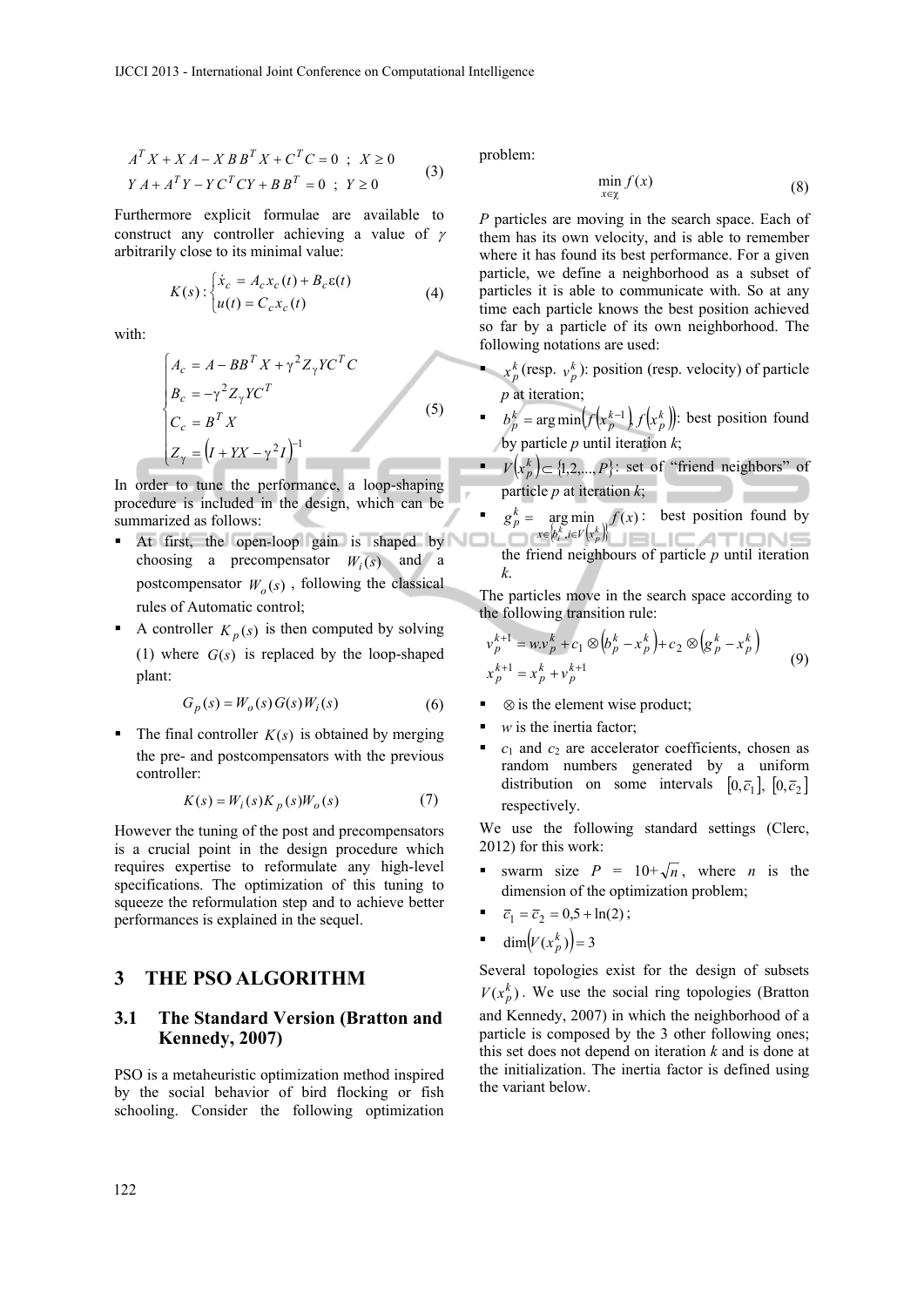$$
\begin{aligned}
&A^T X + X A - X B B^T X + C^T C = 0 \;\; ; \;\; X \geq 0 \\
&Y A + A^T Y - Y C^T C Y + B B^T = 0 \;\; ; \;\; Y \geq 0
\end{aligned}
\tag{3}
$$

Furthermore explicit formulae are available to construct any controller achieving a value of $\gamma$ arbitrarily close to its minimal value:

$$
K(s):\begin{cases} \dot{x}_c = A_c x_c(t) + B_c \varepsilon(t) \\ u(t) = C_c x_c(t) \end{cases}
\tag{4}
$$

with:

$$
\begin{cases}
A_c = A - BB^T X + \gamma^2 Z_\gamma Y C^T C \\
B_c = -\gamma^2 Z_\gamma Y C^T \\
C_c = B^T X \\
Z_\gamma = \left(I + YX - \gamma^2 I\right)^{-1}
\end{cases}
\tag{5}
$$

In order to tune the performance, a loop-shaping procedure is included in the design, which can be summarized as follows:

- At first, the open-loop gain is shaped by choosing a precompensator $W_i(s)$ and a postcompensator $W_o(s)$, following the classical rules of Automatic control;
- A controller $K_p(s)$ is then computed by solving (1) where $G(s)$ is replaced by the loop-shaped plant:

$$
G_p(s) = W_o(s) G(s) W_i(s)
\tag{6}
$$

- The final controller $K(s)$ is obtained by merging the pre- and postcompensators with the previous controller:

$$
K(s) = W_i(s) K_p(s) W_o(s)
\tag{7}
$$

However the tuning of the post and precompensators is a crucial point in the design procedure which requires expertise to reformulate any high-level specifications. The optimization of this tuning to squeeze the reformulation step and to achieve better performances is explained in the sequel.

# 3 THE PSO ALGORITHM

## 3.1 The Standard Version (Bratton and Kennedy, 2007)

PSO is a metaheuristic optimization method inspired by the social behavior of bird flocking or fish schooling. Consider the following optimization problem:

$$
\min_{x \in \chi} f(x)
\tag{8}
$$

$P$ particles are moving in the search space. Each of them has its own velocity, and is able to remember where it has found its best performance. For a given particle, we define a neighborhood as a subset of particles it is able to communicate with. So at any time each particle knows the best position achieved so far by a particle of its own neighborhood. The following notations are used:

- $x_p^k$ (resp. $v_p^k$): position (resp. velocity) of particle $p$ at iteration;
- $b_p^k = \arg\min\left(f\left(x_p^{k-1}\right), f\left(x_p^k\right)\right)$: best position found by particle $p$ until iteration $k$;
- $V\left(x_p^k\right) \subset \{1,2,\ldots,P\}$: set of "friend neighbors" of particle $p$ at iteration $k$;
- $g_p^k = \underset{x \in \left\{b_i^k, i \in V\left(x_p^k\right)\right\}}{\arg\min} f(x)$: best position found by the friend neighbours of particle $p$ until iteration $k$.

The particles move in the search space according to the following transition rule:

$$
\begin{aligned}
&v_p^{k+1} = w.v_p^k + c_1 \otimes \left(b_p^k - x_p^k\right) + c_2 \otimes \left(g_p^k - x_p^k\right) \\
&x_p^{k+1} = x_p^k + v_p^{k+1}
\end{aligned}
\tag{9}
$$

- $\otimes$ is the element wise product;
- $w$ is the inertia factor;
- $c_1$ and $c_2$ are accelerator coefficients, chosen as random numbers generated by a uniform distribution on some intervals $[0, \bar{c}_1]$, $[0, \bar{c}_2]$ respectively.

We use the following standard settings (Clerc, 2012) for this work:

- swarm size $P = 10 + \sqrt{n}$, where $n$ is the dimension of the optimization problem;
- $\bar{c}_1 = \bar{c}_2 = 0{,}5 + \ln(2)$;
- $\dim\left(V(x_p^k)\right) = 3$

Several topologies exist for the design of subsets $V(x_p^k)$. We use the social ring topologies (Bratton and Kennedy, 2007) in which the neighborhood of a particle is composed by the 3 other following ones; this set does not depend on iteration $k$ and is done at the initialization. The inertia factor is defined using the variant below.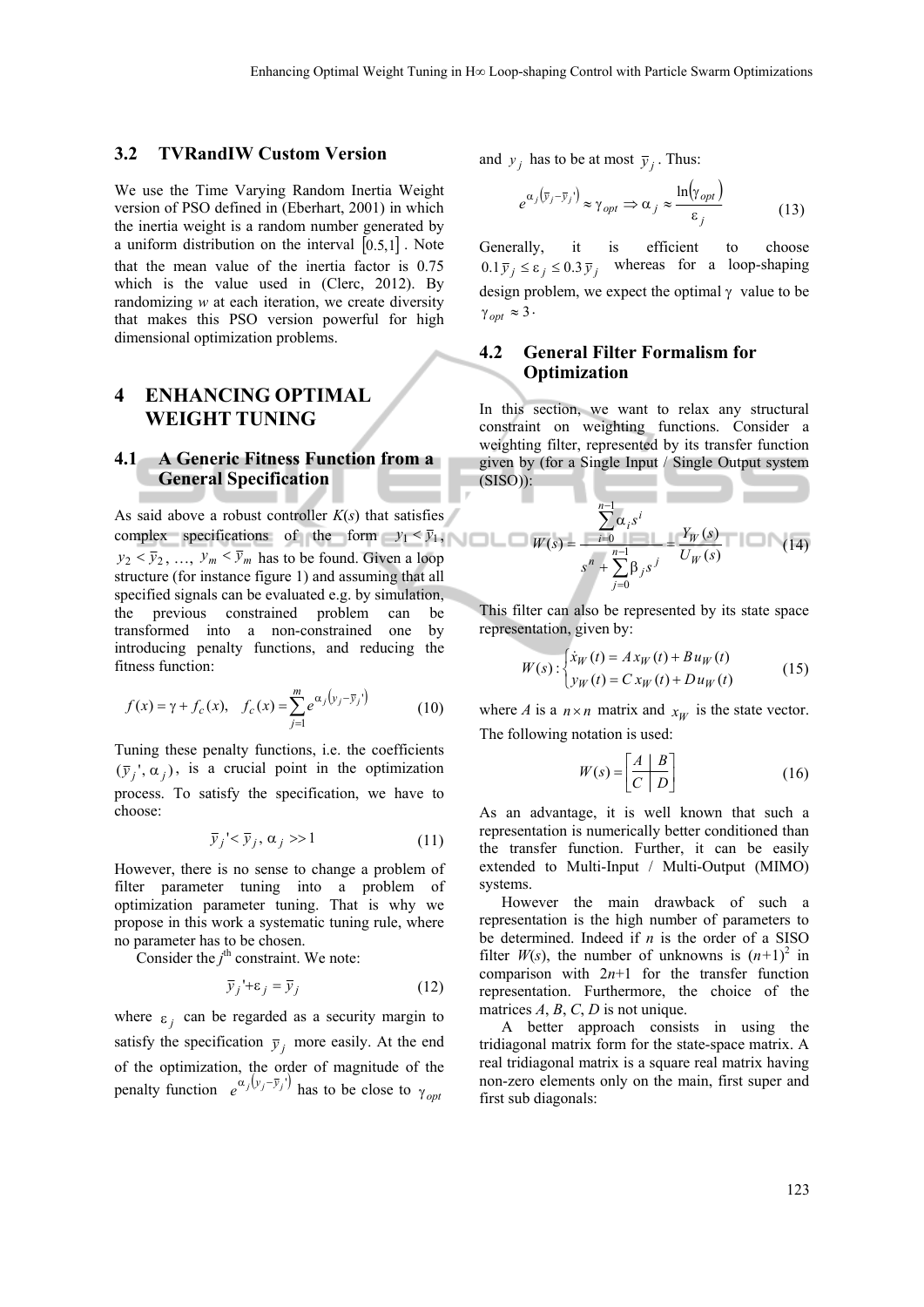### 3.2 TVRandIW Custom Version

We use the Time Varying Random Inertia Weight version of PSO defined in (Eberhart, 2001) in which the inertia weight is a random number generated by a uniform distribution on the interval $[0.5,1]$. Note that the mean value of the inertia factor is 0.75 which is the value used in (Clerc, 2012). By randomizing $w$ at each iteration, we create diversity that makes this PSO version powerful for high dimensional optimization problems.

## 4 ENHANCING OPTIMAL WEIGHT TUNING

### 4.1 A Generic Fitness Function from a General Specification

As said above a robust controller $K(s)$ that satisfies complex specifications of the form $y_1 < \overline{y}_1$, $y_2 < \overline{y}_2$, …, $y_m < \overline{y}_m$ has to be found. Given a loop structure (for instance figure 1) and assuming that all specified signals can be evaluated e.g. by simulation, the previous constrained problem can be transformed into a non-constrained one by introducing penalty functions, and reducing the fitness function:

$$f(x) = \gamma + f_c(x), \quad f_c(x) = \sum_{j=1}^{m} e^{\alpha_j \left(y_j - \overline{y}_j'\right)} \tag{10}$$

Tuning these penalty functions, i.e. the coefficients $(\overline{y}_j', \alpha_j)$, is a crucial point in the optimization process. To satisfy the specification, we have to choose:

$$\overline{y}_j' < \overline{y}_j, \; \alpha_j >> 1 \tag{11}$$

However, there is no sense to change a problem of filter parameter tuning into a problem of optimization parameter tuning. That is why we propose in this work a systematic tuning rule, where no parameter has to be chosen.

Consider the $j^{\text{th}}$ constraint. We note:

$$\overline{y}_j' + \varepsilon_j = \overline{y}_j \tag{12}$$

where $\varepsilon_j$ can be regarded as a security margin to satisfy the specification $\overline{y}_j$ more easily. At the end of the optimization, the order of magnitude of the penalty function $e^{\alpha_j \left(y_j - \overline{y}_j'\right)}$ has to be close to $\gamma_{opt}$ and $y_j$ has to be at most $\overline{y}_j$. Thus:

$$e^{\alpha_j \left(\overline{y}_j - \overline{y}_j'\right)} \approx \gamma_{opt} \Rightarrow \alpha_j \approx \frac{\ln\left(\gamma_{opt}\right)}{\varepsilon_j} \tag{13}$$

Generally, it is efficient to choose $0.1\,\overline{y}_j \le \varepsilon_j \le 0.3\,\overline{y}_j$ whereas for a loop-shaping design problem, we expect the optimal $\gamma$ value to be $\gamma_{opt} \approx 3$.

### 4.2 General Filter Formalism for Optimization

In this section, we want to relax any structural constraint on weighting functions. Consider a weighting filter, represented by its transfer function given by (for a Single Input / Single Output system (SISO)):

$$W(s) = \frac{\sum_{i=0}^{n-1} \alpha_i s^i}{s^n + \sum_{j=0}^{n-1} \beta_j s^j} = \frac{Y_W(s)}{U_W(s)} \tag{14}$$

This filter can also be represented by its state space representation, given by:

$$W(s) : \begin{cases} \dot{x}_W(t) = A\,x_W(t) + B\,u_W(t) \\ y_W(t) = C\,x_W(t) + D\,u_W(t) \end{cases} \tag{15}$$

where $A$ is a $n \times n$ matrix and $x_W$ is the state vector. The following notation is used:

$$W(s) = \left[\begin{array}{c|c} A & B \\ \hline C & D \end{array}\right] \tag{16}$$

As an advantage, it is well known that such a representation is numerically better conditioned than the transfer function. Further, it can be easily extended to Multi-Input / Multi-Output (MIMO) systems.

However the main drawback of such a representation is the high number of parameters to be determined. Indeed if $n$ is the order of a SISO filter $W(s)$, the number of unknowns is $(n+1)^2$ in comparison with $2n+1$ for the transfer function representation. Furthermore, the choice of the matrices $A$, $B$, $C$, $D$ is not unique.

A better approach consists in using the tridiagonal matrix form for the state-space matrix. A real tridiagonal matrix is a square real matrix having non-zero elements only on the main, first super and first sub diagonals: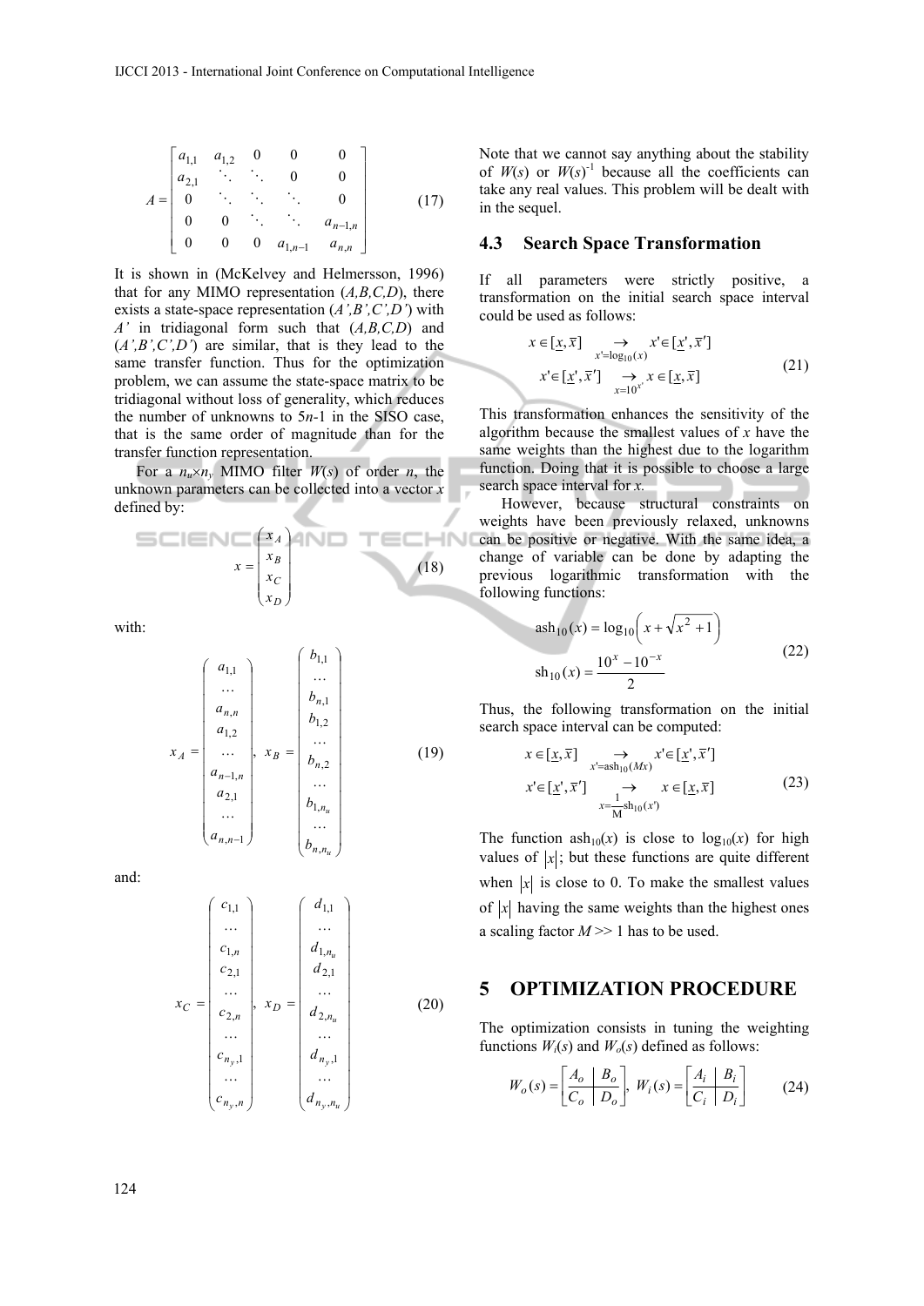$$A = \begin{bmatrix} a_{1,1} & a_{1,2} & 0 & 0 & 0 \\ a_{2,1} & \ddots & \ddots & 0 & 0 \\ 0 & \ddots & \ddots & \ddots & 0 \\ 0 & 0 & \ddots & \ddots & a_{n-1,n} \\ 0 & 0 & 0 & a_{1,n-1} & a_{n,n} \end{bmatrix} \tag{17}$$

It is shown in (McKelvey and Helmersson, 1996) that for any MIMO representation $(A,B,C,D)$, there exists a state-space representation $(A',B',C',D')$ with $A'$ in tridiagonal form such that $(A,B,C,D)$ and $(A',B',C',D')$ are similar, that is they lead to the same transfer function. Thus for the optimization problem, we can assume the state-space matrix to be tridiagonal without loss of generality, which reduces the number of unknowns to $5n$-1 in the SISO case, that is the same order of magnitude than for the transfer function representation.

For a $n_u \times n_y$ MIMO filter $W(s)$ of order $n$, the unknown parameters can be collected into a vector $x$ defined by:

$$x = \begin{pmatrix} x_A \\ x_B \\ x_C \\ x_D \end{pmatrix} \tag{18}$$

with:

$$x_A = \begin{pmatrix} a_{1,1} \\ \dots \\ a_{n,n} \\ a_{1,2} \\ \dots \\ a_{n-1,n} \\ a_{2,1} \\ \dots \\ a_{n,n-1} \end{pmatrix}, \; x_B = \begin{pmatrix} b_{1,1} \\ \dots \\ b_{n,1} \\ b_{1,2} \\ \dots \\ b_{n,2} \\ \dots \\ b_{1,n_u} \\ \dots \\ b_{n,n_u} \end{pmatrix} \tag{19}$$

and:

$$x_C = \begin{pmatrix} c_{1,1} \\ \dots \\ c_{1,n} \\ c_{2,1} \\ \dots \\ c_{2,n} \\ \dots \\ c_{n_y,1} \\ \dots \\ c_{n_y,n} \end{pmatrix}, \; x_D = \begin{pmatrix} d_{1,1} \\ \dots \\ d_{1,n_u} \\ d_{2,1} \\ \dots \\ d_{2,n_u} \\ \dots \\ d_{n_y,1} \\ \dots \\ d_{n_y,n_u} \end{pmatrix} \tag{20}$$

Note that we cannot say anything about the stability of $W(s)$ or $W(s)^{-1}$ because all the coefficients can take any real values. This problem will be dealt with in the sequel.

### 4.3 Search Space Transformation

If all parameters were strictly positive, a transformation on the initial search space interval could be used as follows:

$$\begin{aligned} x \in [\underline{x}, \overline{x}] \quad &\underset{x'=\log_{10}(x)}{\rightarrow} \quad x' \in [\underline{x}', \overline{x}'] \\ x' \in [\underline{x}', \overline{x}'] \quad &\underset{x=10^{x'}}{\rightarrow} \quad x \in [\underline{x}, \overline{x}] \end{aligned} \tag{21}$$

This transformation enhances the sensitivity of the algorithm because the smallest values of $x$ have the same weights than the highest due to the logarithm function. Doing that it is possible to choose a large search space interval for $x$.

However, because structural constraints on weights have been previously relaxed, unknowns can be positive or negative. With the same idea, a change of variable can be done by adapting the previous logarithmic transformation with the following functions:

$$\begin{aligned} \text{ash}_{10}(x) &= \log_{10}\left(x + \sqrt{x^2 + 1}\right) \\ \text{sh}_{10}(x) &= \frac{10^x - 10^{-x}}{2} \end{aligned} \tag{22}$$

Thus, the following transformation on the initial search space interval can be computed:

$$\begin{aligned} x \in [\underline{x}, \overline{x}] \quad &\underset{x'=\text{ash}_{10}(Mx)}{\rightarrow} \quad x' \in [\underline{x}', \overline{x}'] \\ x' \in [\underline{x}', \overline{x}'] \quad &\underset{x=\frac{1}{M}\text{sh}_{10}(x')}{\rightarrow} \quad x \in [\underline{x}, \overline{x}] \end{aligned} \tag{23}$$

The function $\text{ash}_{10}(x)$ is close to $\log_{10}(x)$ for high values of $|x|$; but these functions are quite different when $|x|$ is close to 0. To make the smallest values of $|x|$ having the same weights than the highest ones a scaling factor $M >> 1$ has to be used.

## 5 OPTIMIZATION PROCEDURE

The optimization consists in tuning the weighting functions $W_i(s)$ and $W_o(s)$ defined as follows:

$$W_o(s) = \left[\begin{array}{c|c} A_o & B_o \\ \hline C_o & D_o \end{array}\right], \; W_i(s) = \left[\begin{array}{c|c} A_i & B_i \\ \hline C_i & D_i \end{array}\right] \tag{24}$$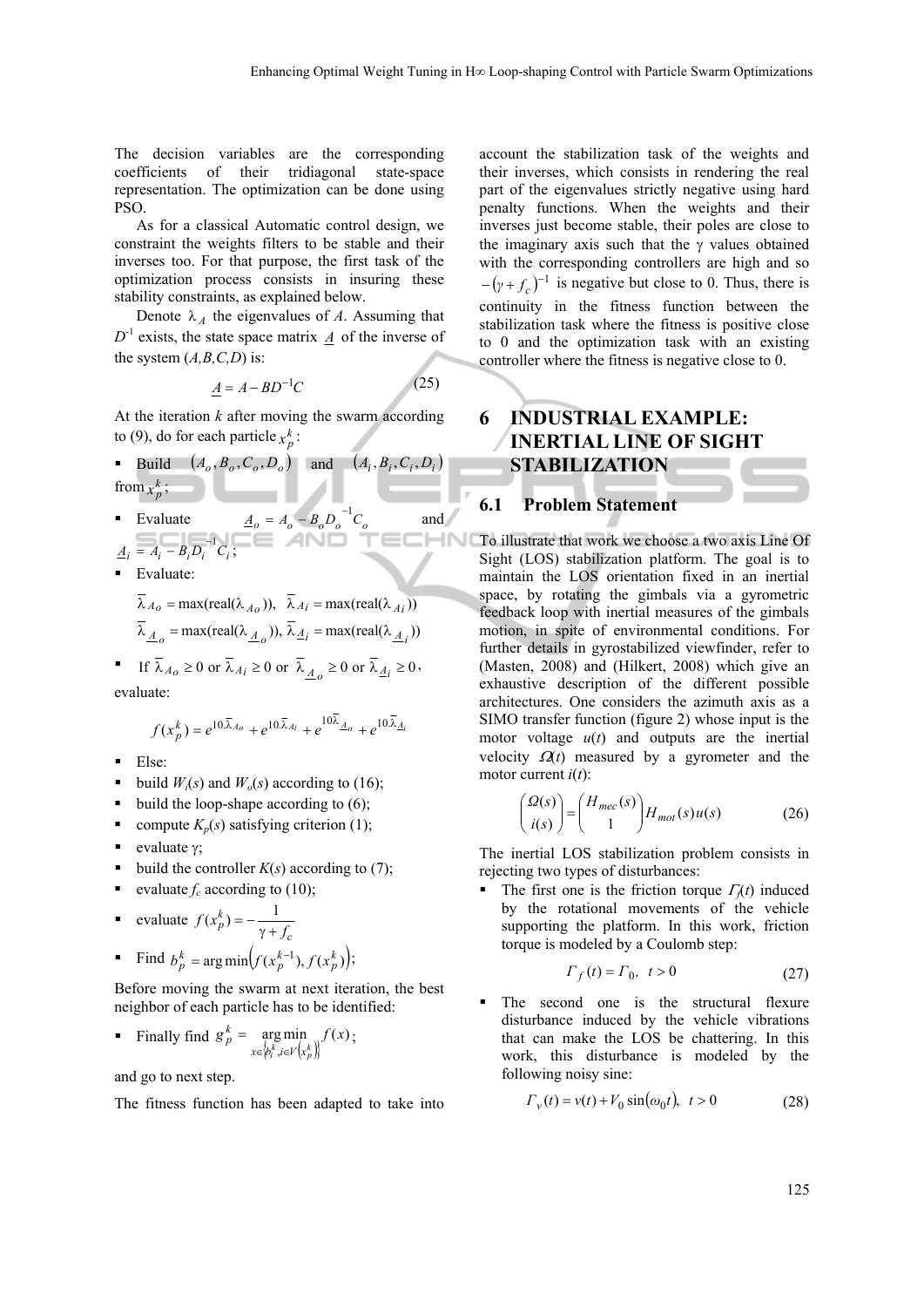The decision variables are the corresponding coefficients of their tridiagonal state-space representation. The optimization can be done using PSO.

As for a classical Automatic control design, we constraint the weights filters to be stable and their inverses too. For that purpose, the first task of the optimization process consists in insuring these stability constraints, as explained below.

Denote $\lambda_A$ the eigenvalues of $A$. Assuming that $D^{-1}$ exists, the state space matrix $\underline{A}$ of the inverse of the system $(A,B,C,D)$ is:

$$\underline{A} = A - BD^{-1}C \tag{25}$$

At the iteration $k$ after moving the swarm according to (9), do for each particle $x_p^k$:

- Build $(A_o, B_o, C_o, D_o)$ and $(A_i, B_i, C_i, D_i)$ from $x_p^k$;
- Evaluate $\underline{A}_o = A_o - B_o D_o^{-1} C_o$ and $\underline{A}_i = A_i - B_i D_i^{-1} C_i$;
- Evaluate:

$$\bar{\lambda}_{Ao} = \max(\text{real}(\lambda_{Ao})),\ \ \bar{\lambda}_{Ai} = \max(\text{real}(\lambda_{Ai}))$$
$$\bar{\lambda}_{\underline{A}_o} = \max(\text{real}(\lambda_{\underline{A}_o})),\ \bar{\lambda}_{\underline{A}_i} = \max(\text{real}(\lambda_{\underline{A}_i}))$$

- If $\bar{\lambda}_{Ao} \geq 0$ or $\bar{\lambda}_{Ai} \geq 0$ or $\bar{\lambda}_{\underline{A}_o} \geq 0$ or $\bar{\lambda}_{\underline{A}_i} \geq 0$, evaluate:

$$f(x_p^k) = e^{10.\bar{\lambda}_{Ao}} + e^{10.\bar{\lambda}_{Ai}} + e^{10\bar{\lambda}_{\underline{A}_o}} + e^{10.\bar{\lambda}_{\underline{A}_i}}$$

- Else:
- build $W_i(s)$ and $W_o(s)$ according to (16);
- build the loop-shape according to (6);
- compute $K_p(s)$ satisfying criterion (1);
- evaluate $\gamma$;
- build the controller $K(s)$ according to (7);
- evaluate $f_c$ according to (10);
- evaluate $f(x_p^k) = -\dfrac{1}{\gamma + f_c}$
- Find $b_p^k = \arg\min\left(f(x_p^{k-1}), f(x_p^k)\right)$;

Before moving the swarm at next iteration, the best neighbor of each particle has to be identified:

- Finally find $g_p^k = \underset{x \in \left\{b_i^k, i \in V\left(x_p^k\right)\right\}}{\arg\min} f(x)$;

and go to next step.

The fitness function has been adapted to take into account the stabilization task of the weights and their inverses, which consists in rendering the real part of the eigenvalues strictly negative using hard penalty functions. When the weights and their inverses just become stable, their poles are close to the imaginary axis such that the $\gamma$ values obtained with the corresponding controllers are high and so $-(\gamma + f_c)^{-1}$ is negative but close to 0. Thus, there is continuity in the fitness function between the stabilization task where the fitness is positive close to 0 and the optimization task with an existing controller where the fitness is negative close to 0.

# 6 INDUSTRIAL EXAMPLE: INERTIAL LINE OF SIGHT STABILIZATION

## 6.1 Problem Statement

To illustrate that work we choose a two axis Line Of Sight (LOS) stabilization platform. The goal is to maintain the LOS orientation fixed in an inertial space, by rotating the gimbals via a gyrometric feedback loop with inertial measures of the gimbals motion, in spite of environmental conditions. For further details in gyrostabilized viewfinder, refer to (Masten, 2008) and (Hilkert, 2008) which give an exhaustive description of the different possible architectures. One considers the azimuth axis as a SIMO transfer function (figure 2) whose input is the motor voltage $u(t)$ and outputs are the inertial velocity $\Omega(t)$ measured by a gyrometer and the motor current $i(t)$:

$$\begin{pmatrix} \Omega(s) \\ i(s) \end{pmatrix} = \begin{pmatrix} H_{mec}(s) \\ 1 \end{pmatrix} H_{mot}(s) u(s) \tag{26}$$

The inertial LOS stabilization problem consists in rejecting two types of disturbances:

- The first one is the friction torque $\Gamma_f(t)$ induced by the rotational movements of the vehicle supporting the platform. In this work, friction torque is modeled by a Coulomb step:

$$\Gamma_f(t) = \Gamma_0,\ \ t > 0 \tag{27}$$

- The second one is the structural flexure disturbance induced by the vehicle vibrations that can make the LOS be chattering. In this work, this disturbance is modeled by the following noisy sine:

$$\Gamma_v(t) = v(t) + V_0 \sin(\omega_0 t),\ \ t > 0 \tag{28}$$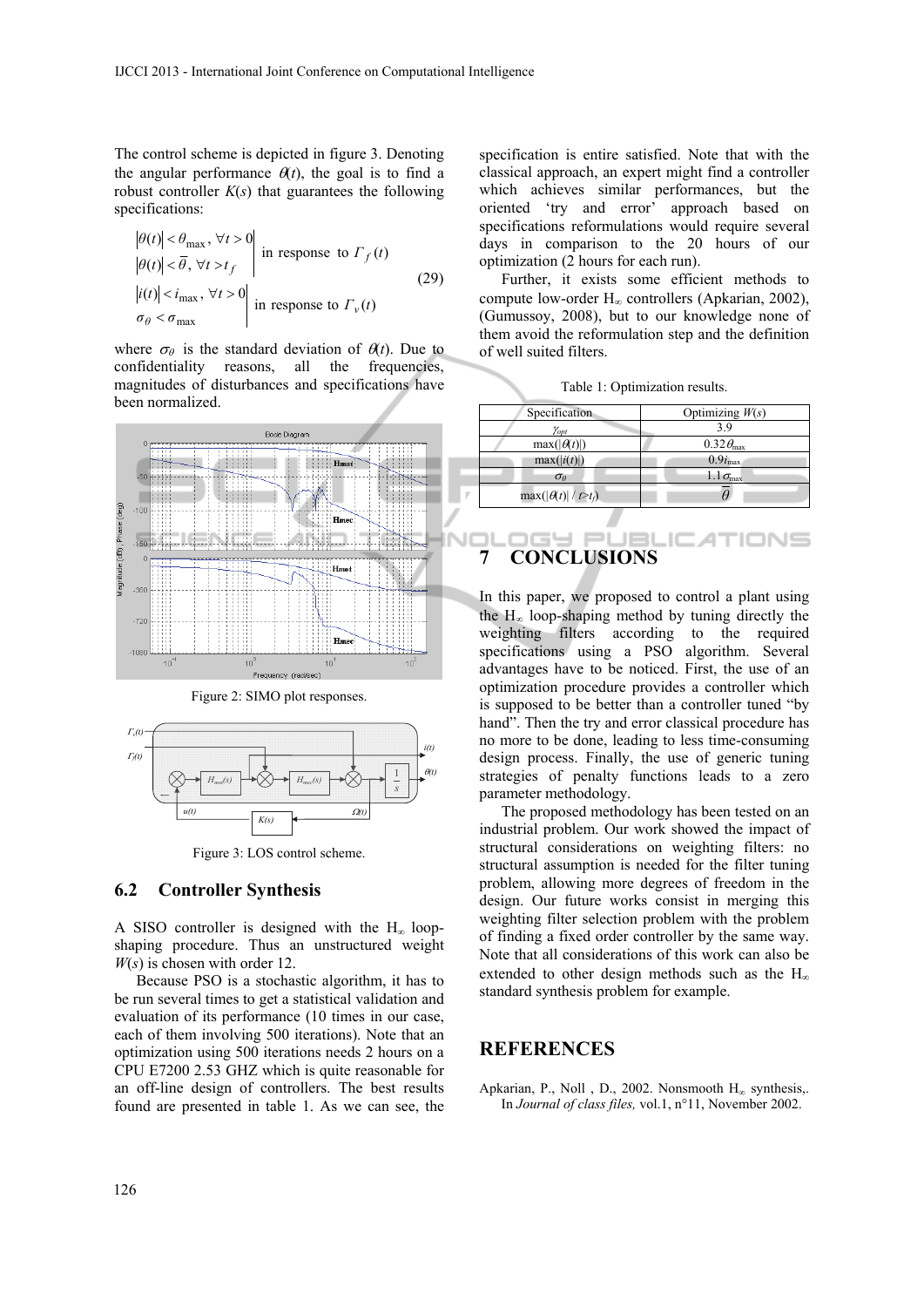The control scheme is depicted in figure 3. Denoting the angular performance $\theta(t)$, the goal is to find a robust controller $K(s)$ that guarantees the following specifications:

$$
\left.\begin{array}{l} |\theta(t)| < \theta_{\max},\ \forall t > 0 \\ |\theta(t)| < \overline{\theta},\ \forall t > t_f \end{array}\right| \text{ in response to } \Gamma_f(t)
$$
$$
\left.\begin{array}{l} |i(t)| < i_{\max},\ \forall t > 0 \\ \sigma_\theta < \sigma_{\max} \end{array}\right| \text{ in response to } \Gamma_v(t) \tag{29}
$$

where $\sigma_\theta$ is the standard deviation of $\theta(t)$. Due to confidentiality reasons, all the frequencies, magnitudes of disturbances and specifications have been normalized.

Figure 2: SIMO plot responses.

Figure 3: LOS control scheme.

### 6.2 Controller Synthesis

A SISO controller is designed with the H$_\infty$ loop-shaping procedure. Thus an unstructured weight $W(s)$ is chosen with order 12.

Because PSO is a stochastic algorithm, it has to be run several times to get a statistical validation and evaluation of its performance (10 times in our case, each of them involving 500 iterations). Note that an optimization using 500 iterations needs 2 hours on a CPU E7200 2.53 GHZ which is quite reasonable for an off-line design of controllers. The best results found are presented in table 1. As we can see, the specification is entire satisfied. Note that with the classical approach, an expert might find a controller which achieves similar performances, but the oriented 'try and error' approach based on specifications reformulations would require several days in comparison to the 20 hours of our optimization (2 hours for each run).

Further, it exists some efficient methods to compute low-order H$_\infty$ controllers (Apkarian, 2002), (Gumussoy, 2008), but to our knowledge none of them avoid the reformulation step and the definition of well suited filters.

Table 1: Optimization results.

| Specification | Optimizing $W(s)$ |
|---|---|
| $\gamma_{opt}$ | 3.9 |
| $\max(\|\theta(t)\|)$ | $0.32\,\theta_{\max}$ |
| $\max(\|i(t)\|)$ | $0.9 i_{\max}$ |
| $\sigma_\theta$ | $1.1\,\sigma_{\max}$ |
| $\max(\|\theta(t)\| / t > t_f)$ | $\overline{\theta}$ |

## 7 CONCLUSIONS

In this paper, we proposed to control a plant using the H$_\infty$ loop-shaping method by tuning directly the weighting filters according to the required specifications using a PSO algorithm. Several advantages have to be noticed. First, the use of an optimization procedure provides a controller which is supposed to be better than a controller tuned "by hand". Then the try and error classical procedure has no more to be done, leading to less time-consuming design process. Finally, the use of generic tuning strategies of penalty functions leads to a zero parameter methodology.

The proposed methodology has been tested on an industrial problem. Our work showed the impact of structural considerations on weighting filters: no structural assumption is needed for the filter tuning problem, allowing more degrees of freedom in the design. Our future works consist in merging this weighting filter selection problem with the problem of finding a fixed order controller by the same way. Note that all considerations of this work can also be extended to other design methods such as the H$_\infty$ standard synthesis problem for example.

## REFERENCES

Apkarian, P., Noll , D., 2002. Nonsmooth H$_\infty$ synthesis,. In *Journal of class files,* vol.1, n°11, November 2002.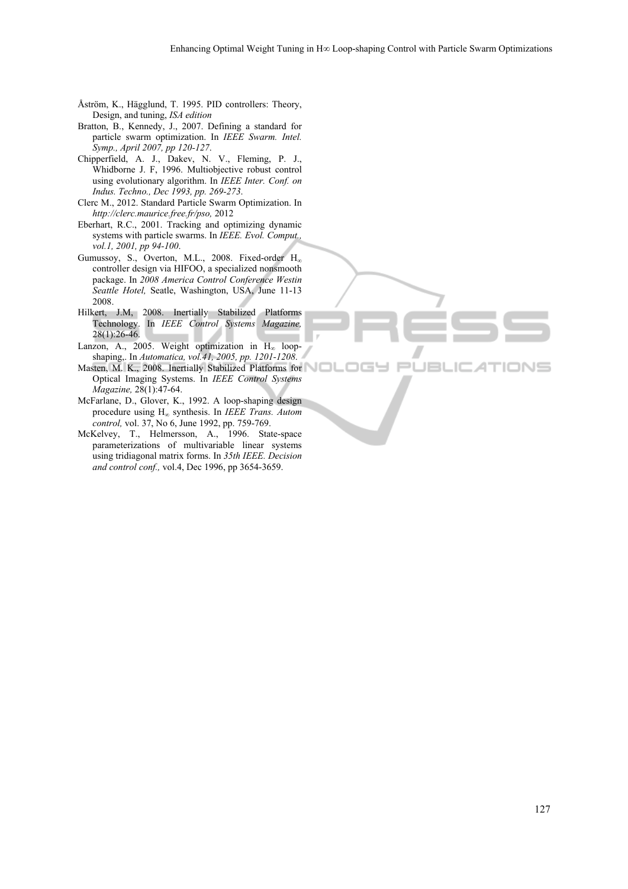Åström, K., Hägglund, T. 1995. PID controllers: Theory, Design, and tuning, *ISA edition*

Bratton, B., Kennedy, J., 2007. Defining a standard for particle swarm optimization. In *IEEE Swarm. Intel. Symp., April 2007, pp 120-127*.

Chipperfield, A. J., Dakev, N. V., Fleming, P. J., Whidborne J. F, 1996. Multiobjective robust control using evolutionary algorithm. In *IEEE Inter. Conf. on Indus. Techno., Dec 1993, pp. 269-273*.

Clerc M., 2012. Standard Particle Swarm Optimization. In *http://clerc.maurice.free.fr/pso,* 2012

Eberhart, R.C., 2001. Tracking and optimizing dynamic systems with particle swarms. In *IEEE. Evol. Comput., vol.1, 2001, pp 94-100*.

Gumussoy, S., Overton, M.L., 2008. Fixed-order $H_\infty$ controller design via HIFOO, a specialized nonsmooth package. In *2008 America Control Conference Westin Seattle Hotel,* Seatle, Washington, USA, June 11-13 2008.

Hilkert, J.M, 2008. Inertially Stabilized Platforms Technology. In *IEEE Control Systems Magazine,* 28(1):26-46.

Lanzon, A., 2005. Weight optimization in $H_\infty$ loop-shaping,. In *Automatica, vol.41, 2005, pp. 1201-1208*.

Masten, M. K., 2008. Inertially Stabilized Platforms for Optical Imaging Systems. In *IEEE Control Systems Magazine,* 28(1):47-64.

McFarlane, D., Glover, K., 1992. A loop-shaping design procedure using $H_\infty$ synthesis. In *IEEE Trans. Autom control,* vol. 37, No 6, June 1992, pp. 759-769.

McKelvey, T., Helmersson, A., 1996. State-space parameterizations of multivariable linear systems using tridiagonal matrix forms. In *35th IEEE. Decision and control conf.,* vol.4, Dec 1996, pp 3654-3659.